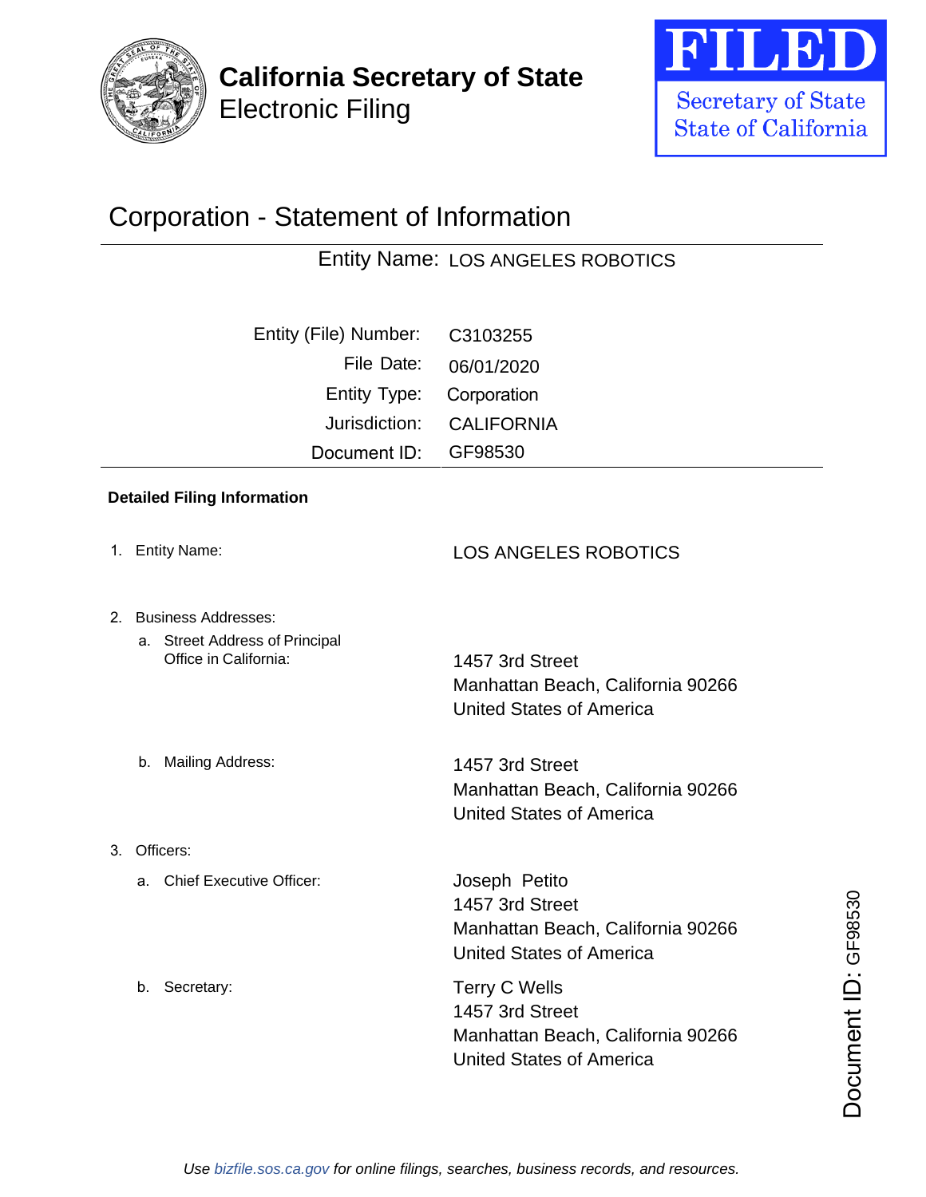**California Secretary of State**
Electronic Filing

**FILED**
Secretary of State
State of California

# Corporation - Statement of Information

Entity Name: LOS ANGELES ROBOTICS

| | |
|---|---|
| Entity (File) Number: | C3103255 |
| File Date: | 06/01/2020 |
| Entity Type: | Corporation |
| Jurisdiction: | CALIFORNIA |
| Document ID: | GF98530 |

**Detailed Filing Information**

1. Entity Name: LOS ANGELES ROBOTICS

2. Business Addresses:
   a. Street Address of Principal Office in California:
      1457 3rd Street
      Manhattan Beach, California 90266
      United States of America

   b. Mailing Address:
      1457 3rd Street
      Manhattan Beach, California 90266
      United States of America

3. Officers:
   a. Chief Executive Officer:
      Joseph Petito
      1457 3rd Street
      Manhattan Beach, California 90266
      United States of America

   b. Secretary:
      Terry C Wells
      1457 3rd Street
      Manhattan Beach, California 90266
      United States of America

Document ID: GF98530

*Use bizfile.sos.ca.gov for online filings, searches, business records, and resources.*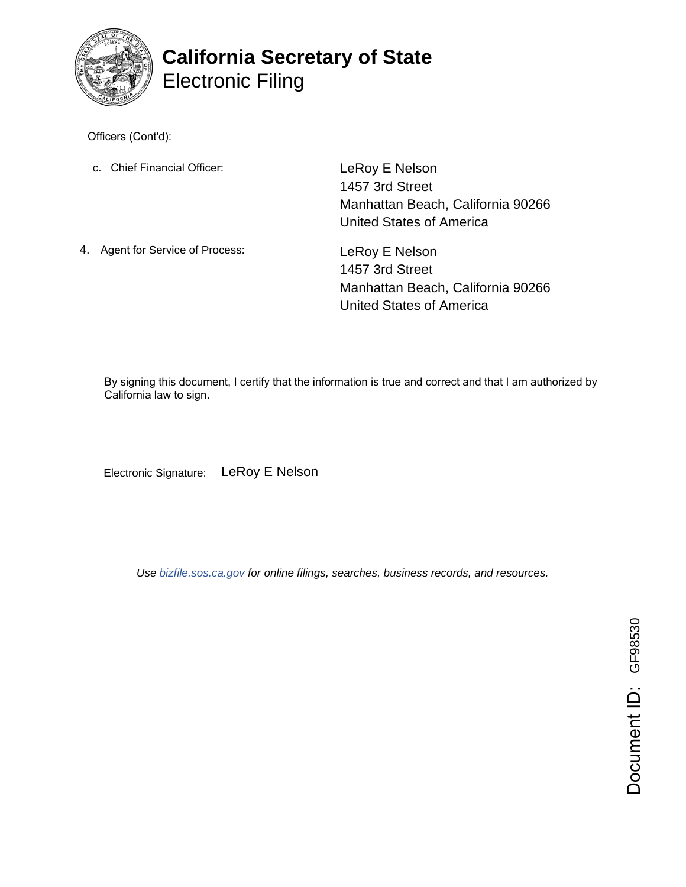# California Secretary of State
## Electronic Filing

Officers (Cont'd):

c. Chief Financial Officer:

LeRoy E Nelson
1457 3rd Street
Manhattan Beach, California 90266
United States of America

4. Agent for Service of Process:

LeRoy E Nelson
1457 3rd Street
Manhattan Beach, California 90266
United States of America

By signing this document, I certify that the information is true and correct and that I am authorized by California law to sign.

Electronic Signature: LeRoy E Nelson

*Use bizfile.sos.ca.gov for online filings, searches, business records, and resources.*

Document ID: GF98530